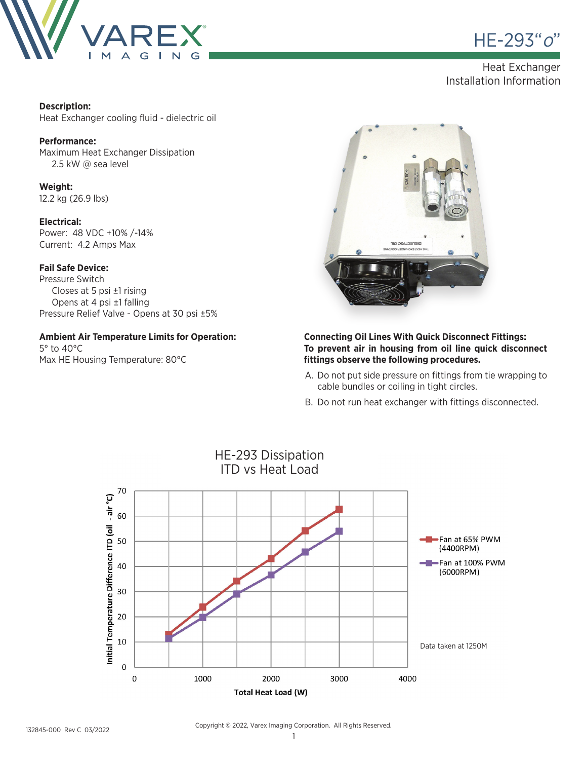# HE-293"o"

Heat Exchanger
Installation Information

**Description:**
Heat Exchanger cooling fluid - dielectric oil

**Performance:**
Maximum Heat Exchanger Dissipation
2.5 kW @ sea level

**Weight:**
12.2 kg (26.9 lbs)

**Electrical:**
Power: 48 VDC +10% /-14%
Current: 4.2 Amps Max

**Fail Safe Device:**
Pressure Switch
Closes at 5 psi ±1 rising
Opens at 4 psi ±1 falling
Pressure Relief Valve - Opens at 30 psi ±5%

**Ambient Air Temperature Limits for Operation:**
5° to 40°C
Max HE Housing Temperature: 80°C

**Connecting Oil Lines With Quick Disconnect Fittings:**
**To prevent air in housing from oil line quick disconnect fittings observe the following procedures.**

A. Do not put side pressure on fittings from tie wrapping to cable bundles or coiling in tight circles.
B. Do not run heat exchanger with fittings disconnected.

HE-293 Dissipation
ITD vs Heat Load

Initial Temperature Difference ITD (oil - air °C) vs Total Heat Load (W)

Fan at 65% PWM (4400RPM)
Fan at 100% PWM (6000RPM)

Data taken at 1250M

132845-000 Rev C 03/2022

Copyright © 2022, Varex Imaging Corporation. All Rights Reserved.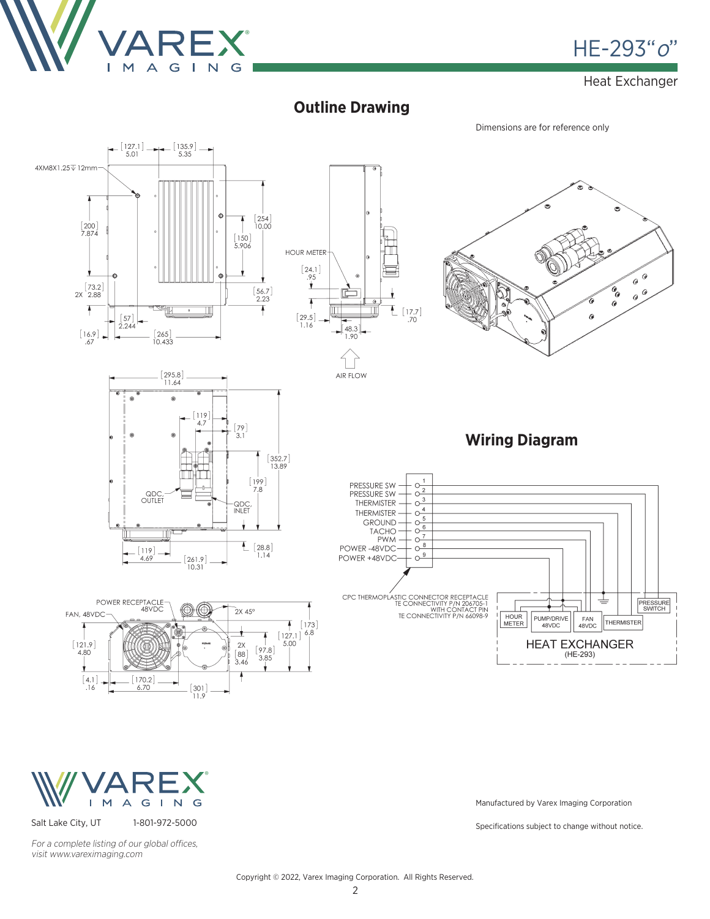## Outline Drawing

Dimensions are for reference only

4XM8X1.25⊽ 12mm

[127.1] 5.01

[135.9] 5.35

[200] 7.874

[254] 10.00

[150] 5.906

2X [73.2] 2.88

[56.7] 2.23

[57] 2.244

[16.9] .67

[265] 10.433

HOUR METER

[24.1] .95

[29.5] 1.16

[48.3] 1.90

[17.7] .70

AIR FLOW

[295.8] 11.64

[119] 4.7

[79] 3.1

[352.7] 13.89

[199] 7.8

QDC, OUTLET

QDC, INLET

[28.8] 1.14

[119] 4.69

[261.9] 10.31

POWER RECEPTACLE 48VDC

FAN, 48VDC

2X 45°

[173] 6.8

[127.1] 5.00

[121.9] 4.80

2X [88] 3.46

[97.8] 3.85

[4.1] .16

[170.2] 6.70

[301] 11.9

## Wiring Diagram

1 PRESSURE SW

2 PRESSURE SW

3 THERMISTER

4 THERMISTER

5 GROUND

6 TACHO

7 PWM

8 POWER -48VDC

9 POWER +48VDC

CPC THERMOPLASTIC CONNECTOR RECEPTACLE
TE CONNECTIVITY P/N 206705-1
WITH CONTACT PIN
TE CONNECTIVITY P/N 66098-9

HOUR METER

PUMP/DRIVE 48VDC

FAN 48VDC

THERMISTER

PRESSURE SWITCH

HEAT EXCHANGER (HE-293)

Salt Lake City, UT 1-801-972-5000

*For a complete listing of our global offices, visit www.vareximaging.com*

Manufactured by Varex Imaging Corporation

Specifications subject to change without notice.

Copyright © 2022, Varex Imaging Corporation. All Rights Reserved.